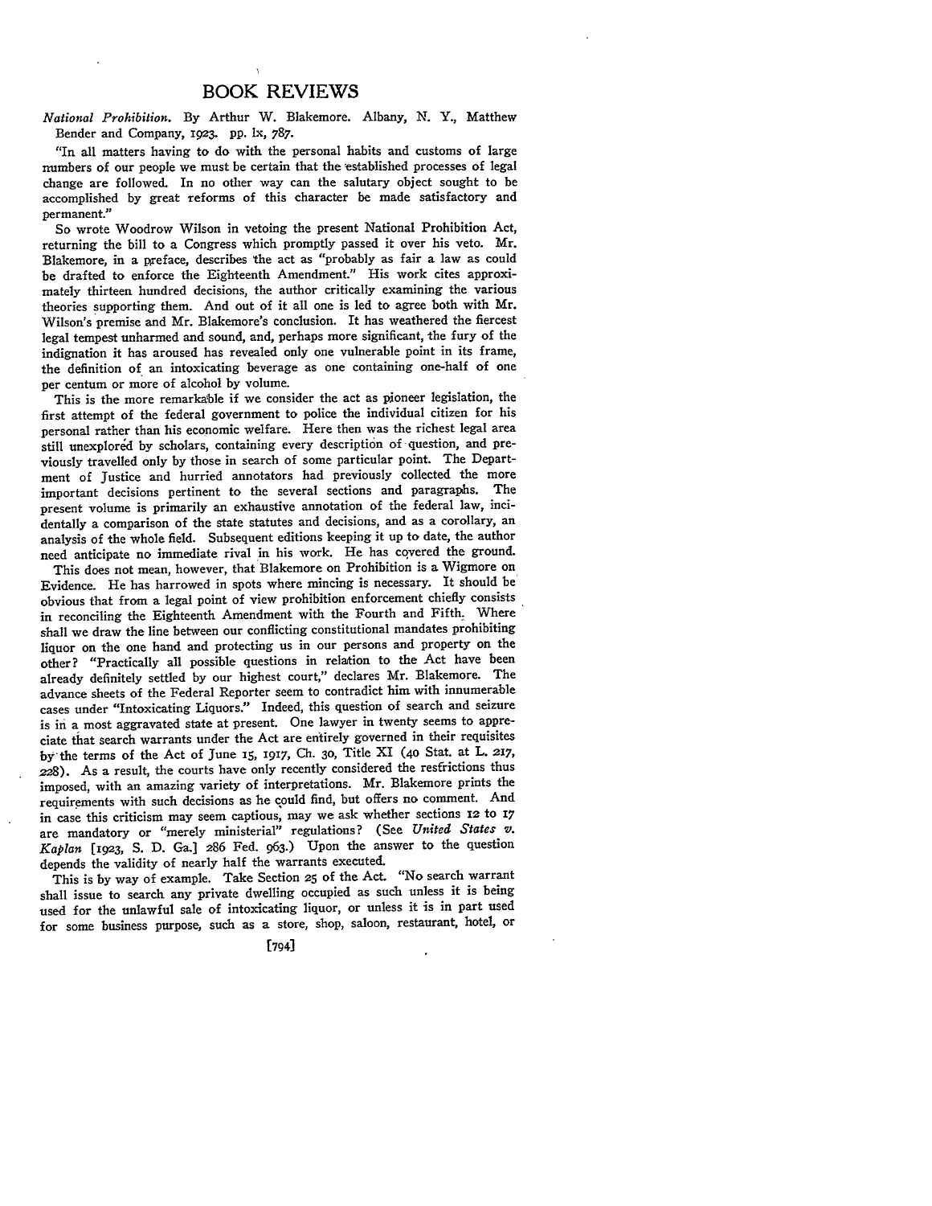# BOOK REVIEWS

*National Prohibition.* By Arthur W. Blakemore. Albany, N. Y., Matthew Bender and Company, 1923. pp. lx, 787.

"In all matters having to do with the personal habits and customs of large numbers of our people we must be certain that the established processes of legal change are followed. In no other way can the salutary object sought to be accomplished by great reforms of this character be made satisfactory and permanent."

So wrote Woodrow Wilson in vetoing the present National Prohibition Act, returning the bill to a Congress which promptly passed it over his veto. Mr. Blakemore, in a preface, describes the act as "probably as fair a law as could be drafted to enforce the Eighteenth Amendment." His work cites approximately thirteen hundred decisions, the author critically examining the various theories supporting them. And out of it all one is led to agree both with Mr. Wilson's premise and Mr. Blakemore's conclusion. It has weathered the fiercest legal tempest unharmed and sound, and, perhaps more significant, the fury of the indignation it has aroused has revealed only one vulnerable point in its frame, the definition of an intoxicating beverage as one containing one-half of one per centum or more of alcohol by volume.

This is the more remarkable if we consider the act as pioneer legislation, the first attempt of the federal government to police the individual citizen for his personal rather than his economic welfare. Here then was the richest legal area still unexplored by scholars, containing every description of question, and previously travelled only by those in search of some particular point. The Department of Justice and hurried annotators had previously collected the more important decisions pertinent to the several sections and paragraphs. The present volume is primarily an exhaustive annotation of the federal law, incidentally a comparison of the state statutes and decisions, and as a corollary, an analysis of the whole field. Subsequent editions keeping it up to date, the author need anticipate no immediate rival in his work. He has covered the ground.

This does not mean, however, that Blakemore on Prohibition is a Wigmore on Evidence. He has harrowed in spots where mincing is necessary. It should be obvious that from a legal point of view prohibition enforcement chiefly consists in reconciling the Eighteenth Amendment with the Fourth and Fifth. Where shall we draw the line between our conflicting constitutional mandates prohibiting liquor on the one hand and protecting us in our persons and property on the other? "Practically all possible questions in relation to the Act have been already definitely settled by our highest court," declares Mr. Blakemore. The advance sheets of the Federal Reporter seem to contradict him with innumerable cases under "Intoxicating Liquors." Indeed, this question of search and seizure is in a most aggravated state at present. One lawyer in twenty seems to appreciate that search warrants under the Act are entirely governed in their requisites by the terms of the Act of June 15, 1917, Ch. 30, Title XI (40 Stat. at L. 217, 228). As a result, the courts have only recently considered the restrictions thus imposed, with an amazing variety of interpretations. Mr. Blakemore prints the requirements with such decisions as he could find, but offers no comment. And in case this criticism may seem captious, may we ask whether sections 12 to 17 are mandatory or "merely ministerial" regulations? (See *United States v. Kaplan* [1923, S. D. Ga.] 286 Fed. 963.) Upon the answer to the question depends the validity of nearly half the warrants executed.

This is by way of example. Take Section 25 of the Act. "No search warrant shall issue to search any private dwelling occupied as such unless it is being used for the unlawful sale of intoxicating liquor, or unless it is in part used for some business purpose, such as a store, shop, saloon, restaurant, hotel, or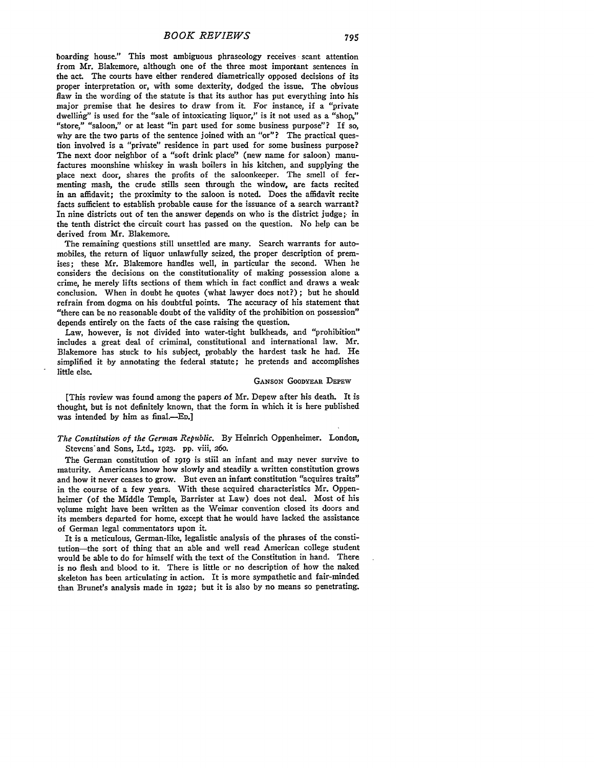boarding house." This most ambiguous phraseology receives scant attention from Mr. Blakemore, although one of the three most important sentences in the act. The courts have either rendered diametrically opposed decisions of its proper interpretation or, with some dexterity, dodged the issue. The obvious flaw in the wording of the statute is that its author has put everything into his major premise that he desires to draw from it. For instance, if a "private dwelling" is used for the "sale of intoxicating liquor," is it not used as a "shop," "store," "saloon," or at least "in part used for some business purpose"? If so, why are the two parts of the sentence joined with an "or"? The practical question involved is a "private" residence in part used for some business purpose? The next door neighbor of a "soft drink place" (new name for saloon) manufactures moonshine whiskey in wash boilers in his kitchen, and supplying the place next door, shares the profits of the saloonkeeper. The smell of fermenting mash, the crude stills seen through the window, are facts recited in an affidavit; the proximity to the saloon is noted. Does the affidavit recite facts sufficient to establish probable cause for the issuance of a search warrant? In nine districts out of ten the answer depends on who is the district judge; in the tenth district the circuit court has passed on the question. No help can be derived from Mr. Blakemore.

The remaining questions still unsettled are many. Search warrants for automobiles, the return of liquor unlawfully seized, the proper description of premises; these Mr. Blakemore handles well, in particular the second. When he considers the decisions on the constitutionality of making possession alone a crime, he merely lifts sections of them which in fact conflict and draws a weak conclusion. When in doubt he quotes (what lawyer does not?); but he should refrain from dogma on his doubtful points. The accuracy of his statement that "there can be no reasonable doubt of the validity of the prohibition on possession" depends entirely on the facts of the case raising the question.

Law, however, is not divided into water-tight bulkheads, and "prohibition" includes a great deal of criminal, constitutional and international law. Mr. Blakemore has stuck to his subject, probably the hardest task he had. He simplified it by annotating the federal statute; he pretends and accomplishes little else.

GANSON GOODYEAR DEPEW

[This review was found among the papers of Mr. Depew after his death. It is thought, but is not definitely known, that the form in which it is here published was intended by him as final.—ED.]

*The Constitution of the German Republic.* By Heinrich Oppenheimer. London, Stevens and Sons, Ltd., 1923. pp. viii, 260.

The German constitution of 1919 is still an infant and may never survive to maturity. Americans know how slowly and steadily a written constitution grows and how it never ceases to grow. But even an infant constitution "acquires traits" in the course of a few years. With these acquired characteristics Mr. Oppenheimer (of the Middle Temple, Barrister at Law) does not deal. Most of his volume might have been written as the Weimar convention closed its doors and its members departed for home, except that he would have lacked the assistance of German legal commentators upon it.

It is a meticulous, German-like, legalistic analysis of the phrases of the constitution—the sort of thing that an able and well read American college student would be able to do for himself with the text of the Constitution in hand. There is no flesh and blood to it. There is little or no description of how the naked skeleton has been articulating in action. It is more sympathetic and fair-minded than Brunet's analysis made in 1922; but it is also by no means so penetrating.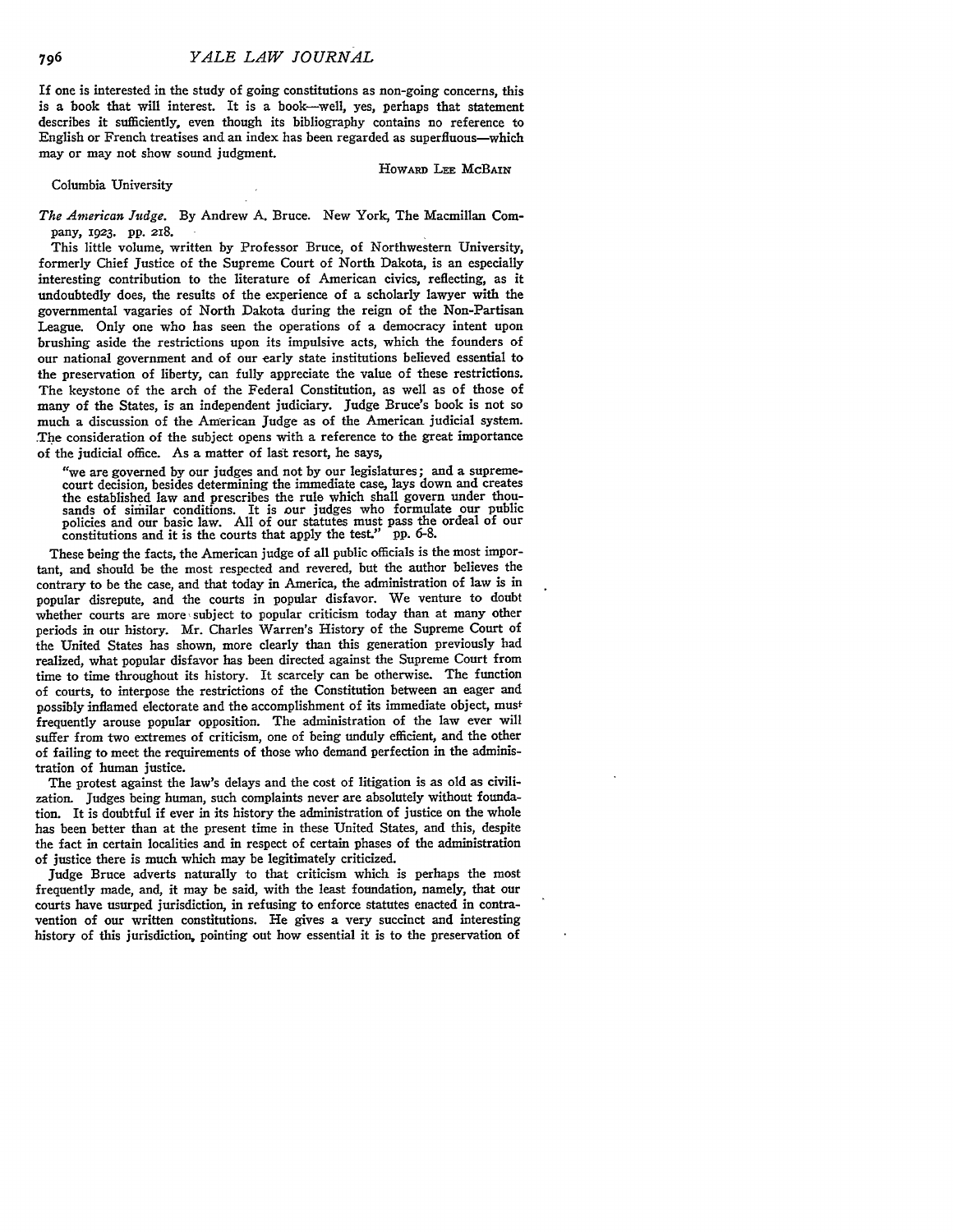If one is interested in the study of going constitutions as non-going concerns, this is a book that will interest. It is a book—well, yes, perhaps that statement describes it sufficiently, even though its bibliography contains no reference to English or French treatises and an index has been regarded as superfluous—which may or may not show sound judgment.

HOWARD LEE MCBAIN

Columbia University

*The American Judge.* By Andrew A. Bruce. New York, The Macmillan Company, 1923. pp. 218.

This little volume, written by Professor Bruce, of Northwestern University, formerly Chief Justice of the Supreme Court of North Dakota, is an especially interesting contribution to the literature of American civics, reflecting, as it undoubtedly does, the results of the experience of a scholarly lawyer with the governmental vagaries of North Dakota during the reign of the Non-Partisan League. Only one who has seen the operations of a democracy intent upon brushing aside the restrictions upon its impulsive acts, which the founders of our national government and of our early state institutions believed essential to the preservation of liberty, can fully appreciate the value of these restrictions. The keystone of the arch of the Federal Constitution, as well as of those of many of the States, is an independent judiciary. Judge Bruce's book is not so much a discussion of the American Judge as of the American judicial system. The consideration of the subject opens with a reference to the great importance of the judicial office. As a matter of last resort, he says,

> "we are governed by our judges and not by our legislatures; and a supreme-court decision, besides determining the immediate case, lays down and creates the established law and prescribes the rule which shall govern under thousands of similar conditions. It is our judges who formulate our public policies and our basic law. All of our statutes must pass the ordeal of our constitutions and it is the courts that apply the test." pp. 6-8.

These being the facts, the American judge of all public officials is the most important, and should be the most respected and revered, but the author believes the contrary to be the case, and that today in America, the administration of law is in popular disrepute, and the courts in popular disfavor. We venture to doubt whether courts are more subject to popular criticism today than at many other periods in our history. Mr. Charles Warren's History of the Supreme Court of the United States has shown, more clearly than this generation previously had realized, what popular disfavor has been directed against the Supreme Court from time to time throughout its history. It scarcely can be otherwise. The function of courts, to interpose the restrictions of the Constitution between an eager and possibly inflamed electorate and the accomplishment of its immediate object, must frequently arouse popular opposition. The administration of the law ever will suffer from two extremes of criticism, one of being unduly efficient, and the other of failing to meet the requirements of those who demand perfection in the administration of human justice.

The protest against the law's delays and the cost of litigation is as old as civilization. Judges being human, such complaints never are absolutely without foundation. It is doubtful if ever in its history the administration of justice on the whole has been better than at the present time in these United States, and this, despite the fact in certain localities and in respect of certain phases of the administration of justice there is much which may be legitimately criticized.

Judge Bruce adverts naturally to that criticism which is perhaps the most frequently made, and, it may be said, with the least foundation, namely, that our courts have usurped jurisdiction, in refusing to enforce statutes enacted in contravention of our written constitutions. He gives a very succinct and interesting history of this jurisdiction, pointing out how essential it is to the preservation of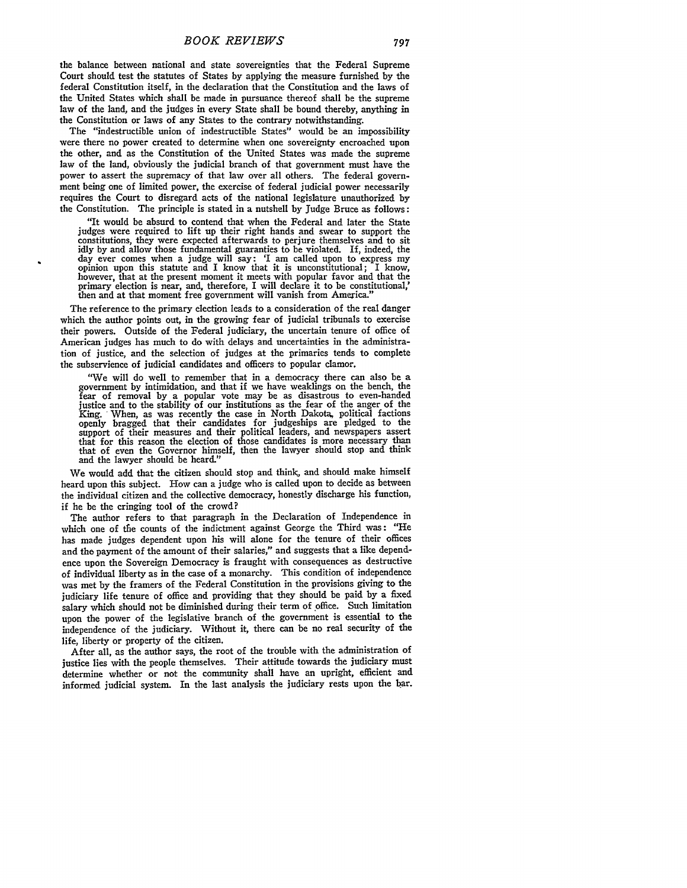the balance between national and state sovereignties that the Federal Supreme Court should test the statutes of States by applying the measure furnished by the federal Constitution itself, in the declaration that the Constitution and the laws of the United States which shall be made in pursuance thereof shall be the supreme law of the land, and the judges in every State shall be bound thereby, anything in the Constitution or laws of any States to the contrary notwithstanding.

The "indestructible union of indestructible States" would be an impossibility were there no power created to determine when one sovereignty encroached upon the other, and as the Constitution of the United States was made the supreme law of the land, obviously the judicial branch of that government must have the power to assert the supremacy of that law over all others. The federal government being one of limited power, the exercise of federal judicial power necessarily requires the Court to disregard acts of the national legislature unauthorized by the Constitution. The principle is stated in a nutshell by Judge Bruce as follows:

> "It would be absurd to contend that when the Federal and later the State judges were required to lift up their right hands and swear to support the constitutions, they were expected afterwards to perjure themselves and to sit idly by and allow those fundamental guaranties to be violated. If, indeed, the day ever comes when a judge will say: 'I am called upon to express my opinion upon this statute and I know that it is unconstitutional; I know, however, that at the present moment it meets with popular favor and that the primary election is near, and, therefore, I will declare it to be constitutional,' then and at that moment free government will vanish from America."

The reference to the primary election leads to a consideration of the real danger which the author points out, in the growing fear of judicial tribunals to exercise their powers. Outside of the Federal judiciary, the uncertain tenure of office of American judges has much to do with delays and uncertainties in the administration of justice, and the selection of judges at the primaries tends to complete the subservience of judicial candidates and officers to popular clamor.

> "We will do well to remember that in a democracy there can also be a government by intimidation, and that if we have weaklings on the bench, the fear of removal by a popular vote may be as disastrous to even-handed justice and to the stability of our institutions as the fear of the anger of the King. When, as was recently the case in North Dakota, political factions openly bragged that their candidates for judgeships are pledged to the support of their measures and their political leaders, and newspapers assert that for this reason the election of those candidates is more necessary than that of even the Governor himself, then the lawyer should stop and think and the lawyer should be heard."

We would add that the citizen should stop and think, and should make himself heard upon this subject. How can a judge who is called upon to decide as between the individual citizen and the collective democracy, honestly discharge his function, if he be the cringing tool of the crowd?

The author refers to that paragraph in the Declaration of Independence in which one of the counts of the indictment against George the Third was: "He has made judges dependent upon his will alone for the tenure of their offices and the payment of the amount of their salaries," and suggests that a like dependence upon the Sovereign Democracy is fraught with consequences as destructive of individual liberty as in the case of a monarchy. This condition of independence was met by the framers of the Federal Constitution in the provisions giving to the judiciary life tenure of office and providing that they should be paid by a fixed salary which should not be diminished during their term of office. Such limitation upon the power of the legislative branch of the government is essential to the independence of the judiciary. Without it, there can be no real security of the life, liberty or property of the citizen.

After all, as the author says, the root of the trouble with the administration of justice lies with the people themselves. Their attitude towards the judiciary must determine whether or not the community shall have an upright, efficient and informed judicial system. In the last analysis the judiciary rests upon the bar.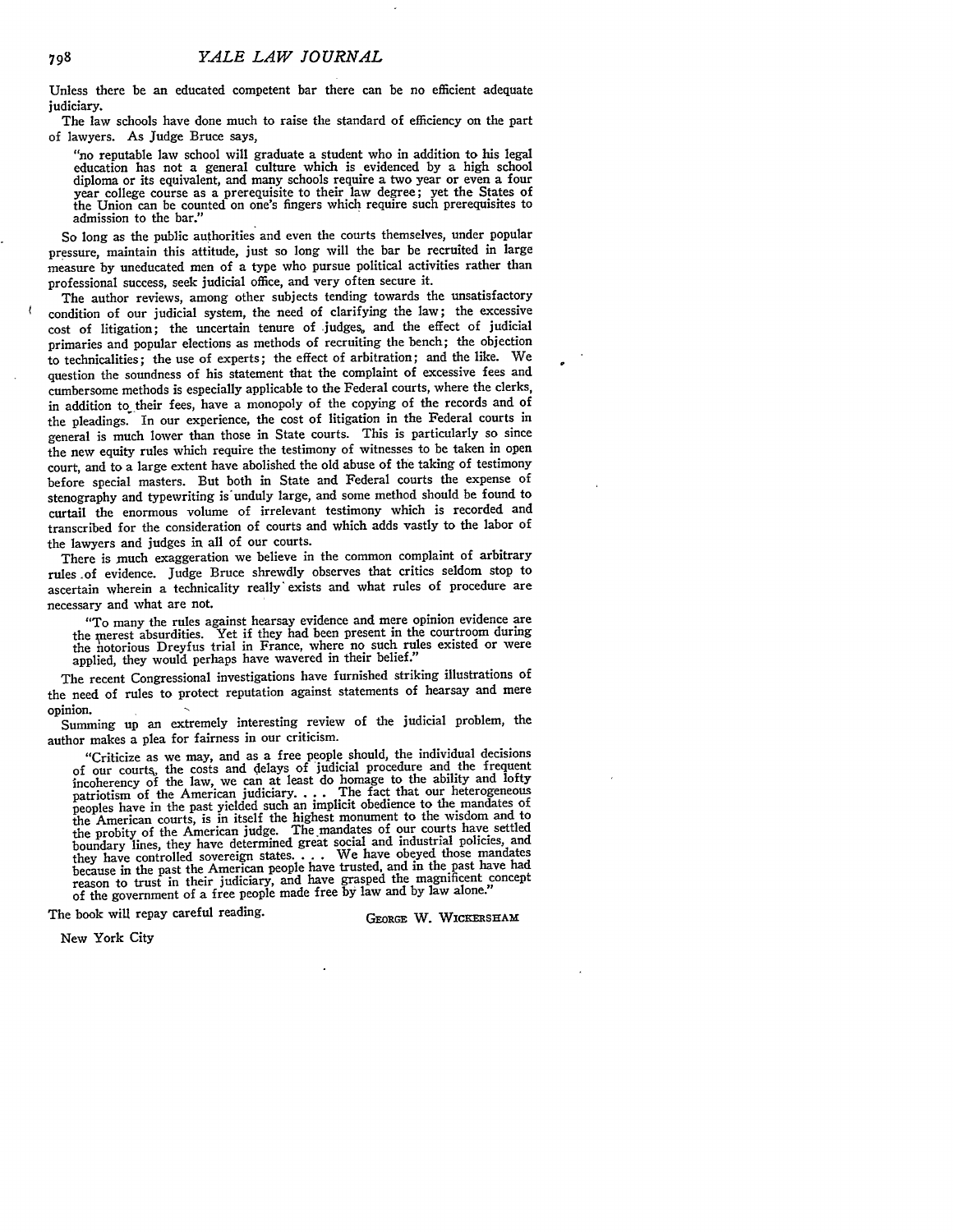Unless there be an educated competent bar there can be no efficient adequate judiciary.

The law schools have done much to raise the standard of efficiency on the part of lawyers. As Judge Bruce says,

> "no reputable law school will graduate a student who in addition to his legal education has not a general culture which is evidenced by a high school diploma or its equivalent, and many schools require a two year or even a four year college course as a prerequisite to their law degree; yet the States of the Union can be counted on one's fingers which require such prerequisites to admission to the bar."

So long as the public authorities and even the courts themselves, under popular pressure, maintain this attitude, just so long will the bar be recruited in large measure by uneducated men of a type who pursue political activities rather than professional success, seek judicial office, and very often secure it.

The author reviews, among other subjects tending towards the unsatisfactory condition of our judicial system, the need of clarifying the law; the excessive cost of litigation; the uncertain tenure of judges, and the effect of judicial primaries and popular elections as methods of recruiting the bench; the objection to technicalities; the use of experts; the effect of arbitration; and the like. We question the soundness of his statement that the complaint of excessive fees and cumbersome methods is especially applicable to the Federal courts, where the clerks, in addition to their fees, have a monopoly of the copying of the records and of the pleadings. In our experience, the cost of litigation in the Federal courts in general is much lower than those in State courts. This is particularly so since the new equity rules which require the testimony of witnesses to be taken in open court, and to a large extent have abolished the old abuse of the taking of testimony before special masters. But both in State and Federal courts the expense of stenography and typewriting is unduly large, and some method should be found to curtail the enormous volume of irrelevant testimony which is recorded and transcribed for the consideration of courts and which adds vastly to the labor of the lawyers and judges in all of our courts.

There is much exaggeration we believe in the common complaint of arbitrary rules of evidence. Judge Bruce shrewdly observes that critics seldom stop to ascertain wherein a technicality really exists and what rules of procedure are necessary and what are not.

> "To many the rules against hearsay evidence and mere opinion evidence are the merest absurdities. Yet if they had been present in the courtroom during the notorious Dreyfus trial in France, where no such rules existed or were applied, they would perhaps have wavered in their belief."

The recent Congressional investigations have furnished striking illustrations of the need of rules to protect reputation against statements of hearsay and mere opinion.

Summing up an extremely interesting review of the judicial problem, the author makes a plea for fairness in our criticism.

> "Criticize as we may, and as a free people should, the individual decisions of our courts, the costs and delays of judicial procedure and the frequent incoherency of the law, we can at least do homage to the ability and lofty patriotism of the American judiciary. . . . The fact that our heterogeneous peoples have in the past yielded such an implicit obedience to the mandates of the American courts, is in itself the highest monument to the wisdom and to the probity of the American judge. The mandates of our courts have settled boundary lines, they have determined great social and industrial policies, and they have controlled sovereign states. . . . We have obeyed those mandates because in the past the American people have trusted, and in the past have had reason to trust in their judiciary, and have grasped the magnificent concept of the government of a free people made free by law and by law alone."

The book will repay careful reading.

George W. Wickersham

New York City